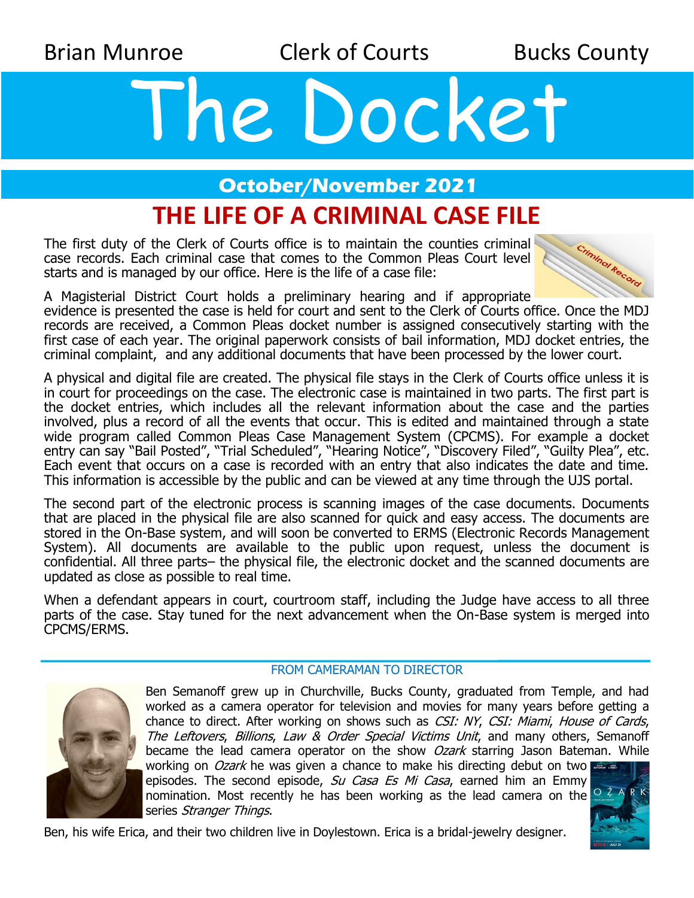Brian Munroe Clerk of Courts Bucks County

# The Docket

**October/November 2021**

## THE LIFE OF A CRIMINAL CASE FILE

The first duty of the Clerk of Courts office is to maintain the counties criminal case records. Each criminal case that comes to the Common Pleas Court level starts and is managed by our office. Here is the life of a case file:

A Magisterial District Court holds a preliminary hearing and if appropriate evidence is presented the case is held for court and sent to the Clerk of Courts office. Once the MDJ records are received, a Common Pleas docket number is assigned consecutively starting with the first case of each year. The original paperwork consists of bail information, MDJ docket entries, the criminal complaint, and any additional documents that have been processed by the lower court.

A physical and digital file are created. The physical file stays in the Clerk of Courts office unless it is in court for proceedings on the case. The electronic case is maintained in two parts. The first part is the docket entries, which includes all the relevant information about the case and the parties involved, plus a record of all the events that occur. This is edited and maintained through a state wide program called Common Pleas Case Management System (CPCMS). For example a docket entry can say "Bail Posted", "Trial Scheduled", "Hearing Notice", "Discovery Filed", "Guilty Plea", etc. Each event that occurs on a case is recorded with an entry that also indicates the date and time. This information is accessible by the public and can be viewed at any time through the UJS portal.

The second part of the electronic process is scanning images of the case documents. Documents that are placed in the physical file are also scanned for quick and easy access. The documents are stored in the On-Base system, and will soon be converted to ERMS (Electronic Records Management System). All documents are available to the public upon request, unless the document is confidential. All three parts– the physical file, the electronic docket and the scanned documents are updated as close as possible to real time.

When a defendant appears in court, courtroom staff, including the Judge have access to all three parts of the case. Stay tuned for the next advancement when the On-Base system is merged into CPCMS/ERMS.

### FROM CAMERAMAN TO DIRECTOR

Ben Semanoff grew up in Churchville, Bucks County, graduated from Temple, and had worked as a camera operator for television and movies for many years before getting a chance to direct. After working on shows such as *CSI: NY*, *CSI: Miami*, *House of Cards*, *The Leftovers*, *Billions*, *Law & Order Special Victims Unit*, and many others, Semanoff became the lead camera operator on the show *Ozark* starring Jason Bateman. While working on *Ozark* he was given a chance to make his directing debut on two episodes. The second episode, *Su Casa Es Mi Casa*, earned him an Emmy nomination. Most recently he has been working as the lead camera on the series *Stranger Things*.

Ben, his wife Erica, and their two children live in Doylestown. Erica is a bridal-jewelry designer.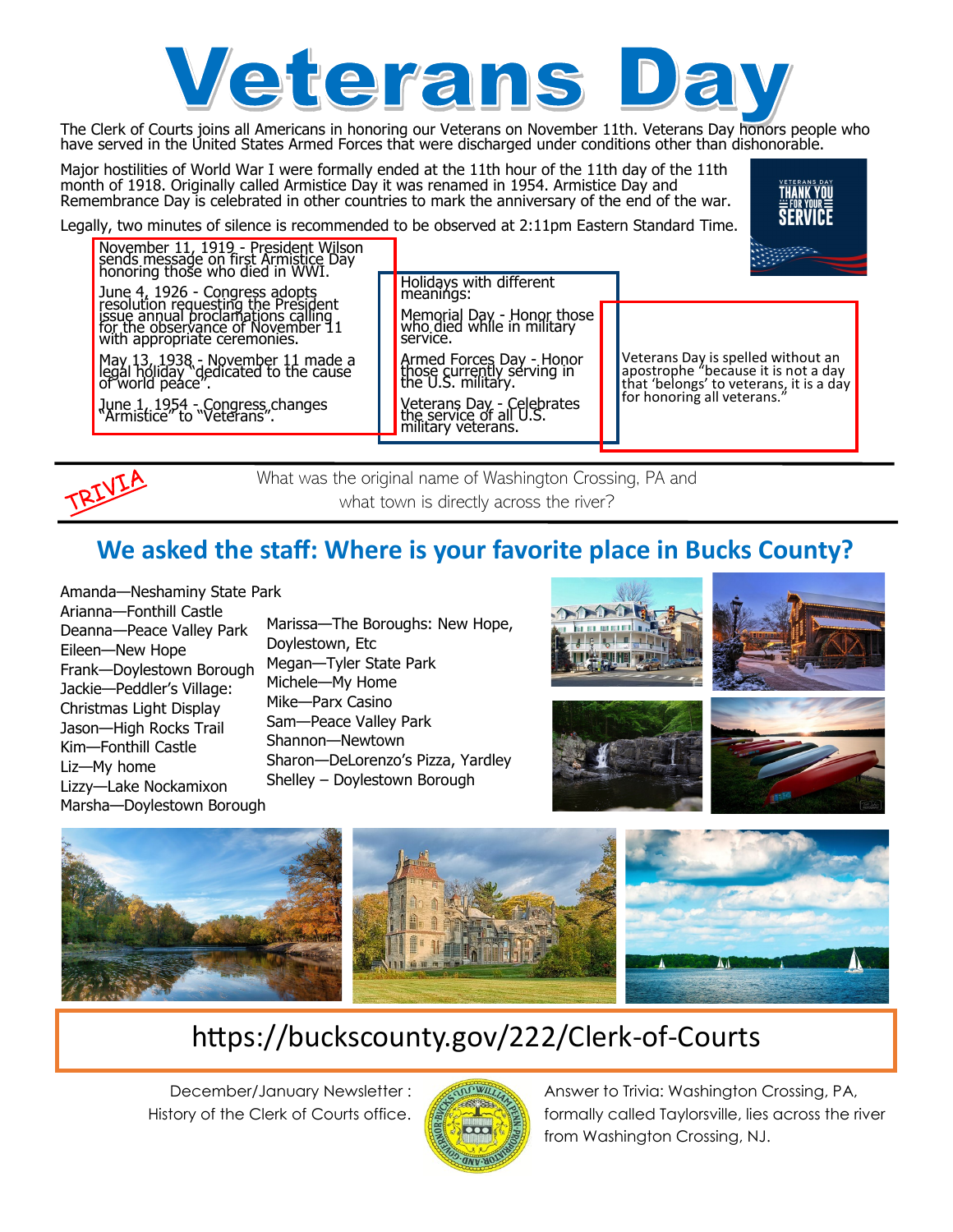# Veterans Day

The Clerk of Courts joins all Americans in honoring our Veterans on November 11th. Veterans Day honors people who have served in the United States Armed Forces that were discharged under conditions other than dishonorable.

Major hostilities of World War I were formally ended at the 11th hour of the 11th day of the 11th month of 1918. Originally called Armistice Day it was renamed in 1954. Armistice Day and Remembrance Day is celebrated in other countries to mark the anniversary of the end of the war.

Legally, two minutes of silence is recommended to be observed at 2:11pm Eastern Standard Time.

November 11, 1919 - President Wilson sends message on first Armistice Day honoring those who died in WWI.

June 4, 1926 - Congress adopts resolution requesting the President issue annual proclamations calling for the observance of November 11 with appropriate ceremonies.

May 13, 1938 - November 11 made a legal holiday "dedicated to the cause of world peace".

June 1, 1954 - Congress changes "Armistice" to "Veterans".

Holidays with different meanings:

Memorial Day - Honor those who died while in military service.

Armed Forces Day - Honor those currently serving in the U.S. military.

Veterans Day - Celebrates the service of all U.S. military veterans.

Veterans Day is spelled without an apostrophe "because it is not a day that 'belongs' to veterans, it is a day for honoring all veterans."

TRIVIA

What was the original name of Washington Crossing, PA and what town is directly across the river?

## We asked the staff: Where is your favorite place in Bucks County?

- Amanda—Neshaminy State Park
- Arianna—Fonthill Castle
- Deanna—Peace Valley Park
- Eileen—New Hope
- Frank—Doylestown Borough
- Jackie—Peddler's Village: Christmas Light Display
- Jason—High Rocks Trail
- Kim—Fonthill Castle
- Liz—My home
- Lizzy—Lake Nockamixon
- Marsha—Doylestown Borough
- Marissa—The Boroughs: New Hope, Doylestown, Etc
- Megan—Tyler State Park
- Michele—My Home
- Mike—Parx Casino
- Sam—Peace Valley Park
- Shannon—Newtown
- Sharon—DeLorenzo's Pizza, Yardley
- Shelley – Doylestown Borough

https://buckscounty.gov/222/Clerk-of-Courts

December/January Newsletter : History of the Clerk of Courts office.

Answer to Trivia: Washington Crossing, PA, formally called Taylorsville, lies across the river from Washington Crossing, NJ.